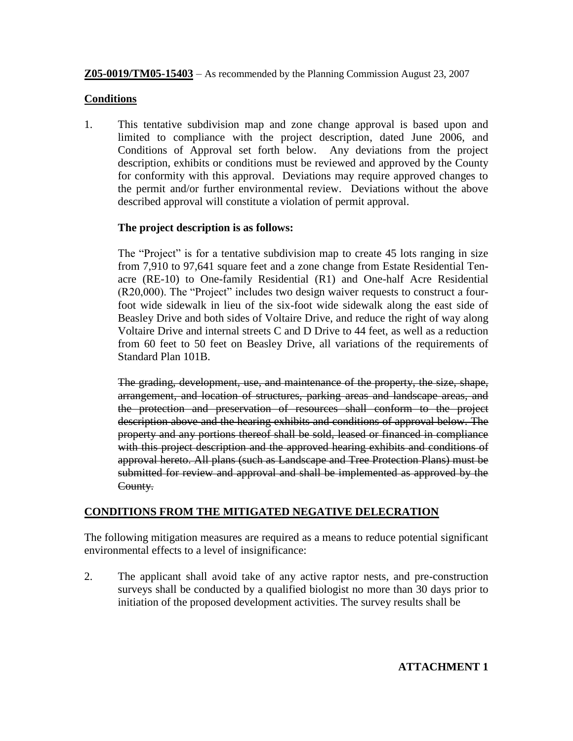**Z05-0019/TM05-15403** – As recommended by the Planning Commission August 23, 2007

**Conditions**

1. This tentative subdivision map and zone change approval is based upon and limited to compliance with the project description, dated June 2006, and Conditions of Approval set forth below. Any deviations from the project description, exhibits or conditions must be reviewed and approved by the County for conformity with this approval. Deviations may require approved changes to the permit and/or further environmental review. Deviations without the above described approval will constitute a violation of permit approval.

   **The project description is as follows:**

   The "Project" is for a tentative subdivision map to create 45 lots ranging in size from 7,910 to 97,641 square feet and a zone change from Estate Residential Ten-acre (RE-10) to One-family Residential (R1) and One-half Acre Residential (R20,000). The "Project" includes two design waiver requests to construct a four-foot wide sidewalk in lieu of the six-foot wide sidewalk along the east side of Beasley Drive and both sides of Voltaire Drive, and reduce the right of way along Voltaire Drive and internal streets C and D Drive to 44 feet, as well as a reduction from 60 feet to 50 feet on Beasley Drive, all variations of the requirements of Standard Plan 101B.

   ~~The grading, development, use, and maintenance of the property, the size, shape, arrangement, and location of structures, parking areas and landscape areas, and the protection and preservation of resources shall conform to the project description above and the hearing exhibits and conditions of approval below. The property and any portions thereof shall be sold, leased or financed in compliance with this project description and the approved hearing exhibits and conditions of approval hereto. All plans (such as Landscape and Tree Protection Plans) must be submitted for review and approval and shall be implemented as approved by the County.~~

## CONDITIONS FROM THE MITIGATED NEGATIVE DELECRATION

The following mitigation measures are required as a means to reduce potential significant environmental effects to a level of insignificance:

2. The applicant shall avoid take of any active raptor nests, and pre-construction surveys shall be conducted by a qualified biologist no more than 30 days prior to initiation of the proposed development activities. The survey results shall be

**ATTACHMENT 1**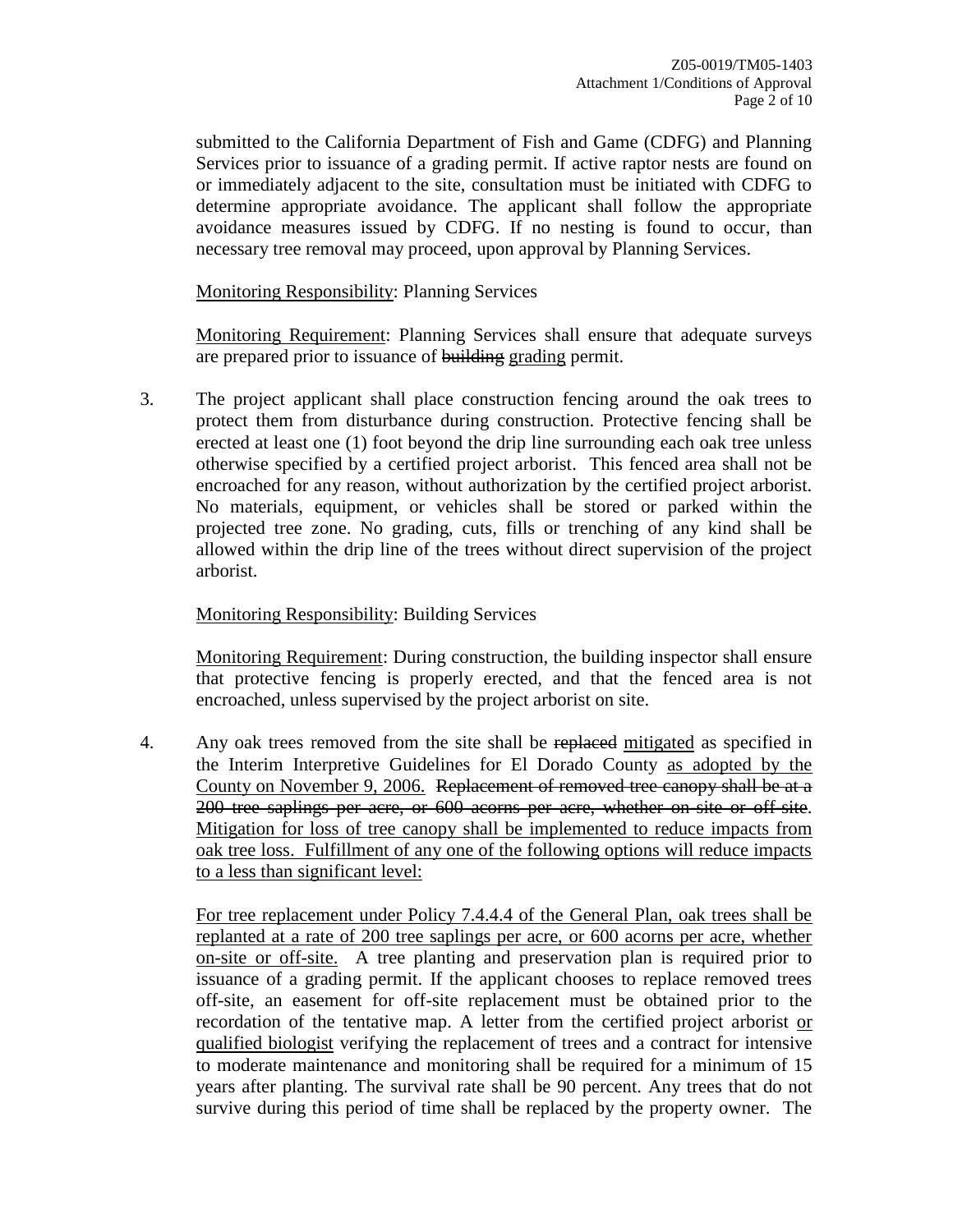submitted to the California Department of Fish and Game (CDFG) and Planning Services prior to issuance of a grading permit. If active raptor nests are found on or immediately adjacent to the site, consultation must be initiated with CDFG to determine appropriate avoidance. The applicant shall follow the appropriate avoidance measures issued by CDFG. If no nesting is found to occur, than necessary tree removal may proceed, upon approval by Planning Services.

<u>Monitoring Responsibility</u>: Planning Services

<u>Monitoring Requirement</u>: Planning Services shall ensure that adequate surveys are prepared prior to issuance of ~~building~~ <u>grading</u> permit.

3. The project applicant shall place construction fencing around the oak trees to protect them from disturbance during construction. Protective fencing shall be erected at least one (1) foot beyond the drip line surrounding each oak tree unless otherwise specified by a certified project arborist. This fenced area shall not be encroached for any reason, without authorization by the certified project arborist. No materials, equipment, or vehicles shall be stored or parked within the projected tree zone. No grading, cuts, fills or trenching of any kind shall be allowed within the drip line of the trees without direct supervision of the project arborist.

   <u>Monitoring Responsibility</u>: Building Services

   <u>Monitoring Requirement</u>: During construction, the building inspector shall ensure that protective fencing is properly erected, and that the fenced area is not encroached, unless supervised by the project arborist on site.

4. Any oak trees removed from the site shall be ~~replaced~~ <u>mitigated</u> as specified in the Interim Interpretive Guidelines for El Dorado County <u>as adopted by the County on November 9, 2006.</u> ~~Replacement of removed tree canopy shall be at a 200 tree saplings per acre, or 600 acorns per acre, whether on-site or off-site~~. <u>Mitigation for loss of tree canopy shall be implemented to reduce impacts from oak tree loss. Fulfillment of any one of the following options will reduce impacts to a less than significant level:</u>

   <u>For tree replacement under Policy 7.4.4.4 of the General Plan, oak trees shall be replanted at a rate of 200 tree saplings per acre, or 600 acorns per acre, whether on-site or off-site.</u> A tree planting and preservation plan is required prior to issuance of a grading permit. If the applicant chooses to replace removed trees off-site, an easement for off-site replacement must be obtained prior to the recordation of the tentative map. A letter from the certified project arborist <u>or qualified biologist</u> verifying the replacement of trees and a contract for intensive to moderate maintenance and monitoring shall be required for a minimum of 15 years after planting. The survival rate shall be 90 percent. Any trees that do not survive during this period of time shall be replaced by the property owner. The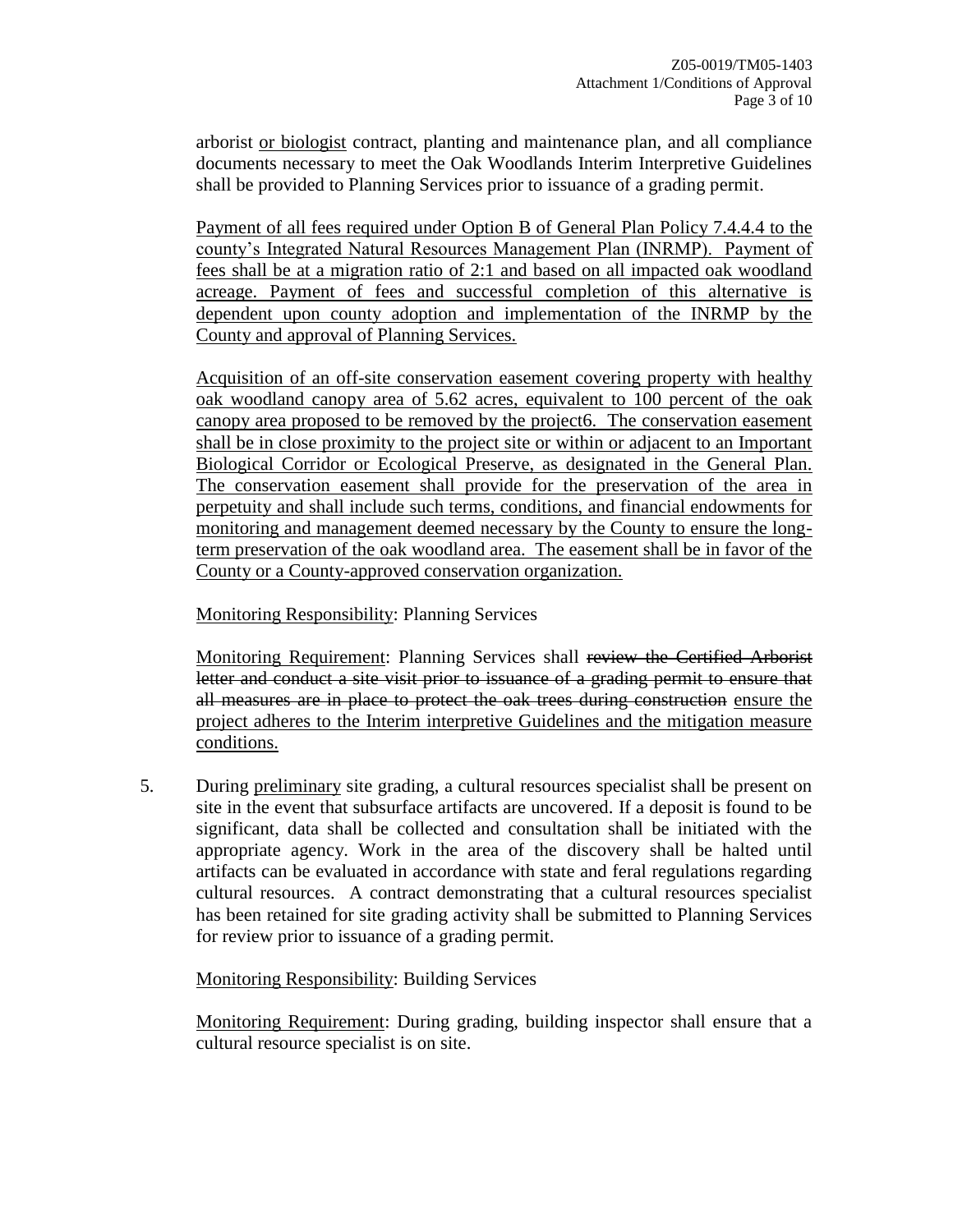arborist <u>or biologist</u> contract, planting and maintenance plan, and all compliance documents necessary to meet the Oak Woodlands Interim Interpretive Guidelines shall be provided to Planning Services prior to issuance of a grading permit.

<u>Payment of all fees required under Option B of General Plan Policy 7.4.4.4 to the county's Integrated Natural Resources Management Plan (INRMP). Payment of fees shall be at a migration ratio of 2:1 and based on all impacted oak woodland acreage. Payment of fees and successful completion of this alternative is dependent upon county adoption and implementation of the INRMP by the County and approval of Planning Services.</u>

<u>Acquisition of an off-site conservation easement covering property with healthy oak woodland canopy area of 5.62 acres, equivalent to 100 percent of the oak canopy area proposed to be removed by the project6. The conservation easement shall be in close proximity to the project site or within or adjacent to an Important Biological Corridor or Ecological Preserve, as designated in the General Plan. The conservation easement shall provide for the preservation of the area in perpetuity and shall include such terms, conditions, and financial endowments for monitoring and management deemed necessary by the County to ensure the long-term preservation of the oak woodland area. The easement shall be in favor of the County or a County-approved conservation organization.</u>

<u>Monitoring Responsibility</u>: Planning Services

<u>Monitoring Requirement</u>: Planning Services shall ~~review the Certified Arborist letter and conduct a site visit prior to issuance of a grading permit to ensure that all measures are in place to protect the oak trees during construction~~ <u>ensure the project adheres to the Interim interpretive Guidelines and the mitigation measure conditions.</u>

5. During <u>preliminary</u> site grading, a cultural resources specialist shall be present on site in the event that subsurface artifacts are uncovered. If a deposit is found to be significant, data shall be collected and consultation shall be initiated with the appropriate agency. Work in the area of the discovery shall be halted until artifacts can be evaluated in accordance with state and feral regulations regarding cultural resources. A contract demonstrating that a cultural resources specialist has been retained for site grading activity shall be submitted to Planning Services for review prior to issuance of a grading permit.

   <u>Monitoring Responsibility</u>: Building Services

   <u>Monitoring Requirement</u>: During grading, building inspector shall ensure that a cultural resource specialist is on site.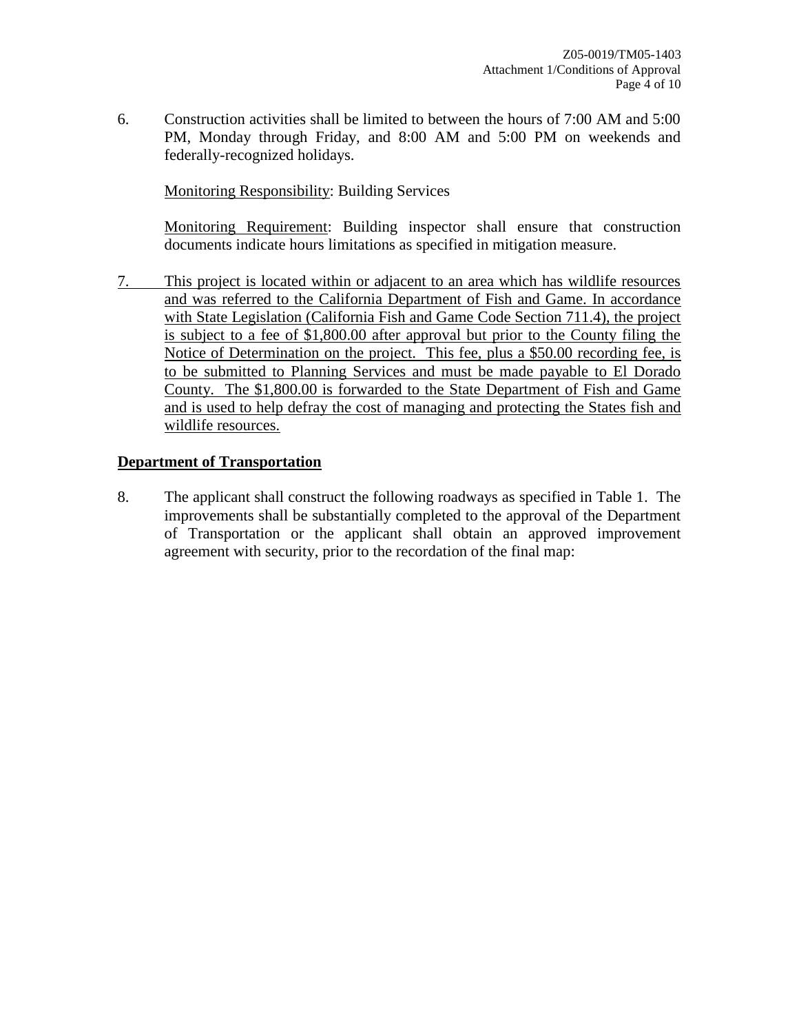6. Construction activities shall be limited to between the hours of 7:00 AM and 5:00 PM, Monday through Friday, and 8:00 AM and 5:00 PM on weekends and federally-recognized holidays.

   Monitoring Responsibility: Building Services

   Monitoring Requirement: Building inspector shall ensure that construction documents indicate hours limitations as specified in mitigation measure.

7. This project is located within or adjacent to an area which has wildlife resources and was referred to the California Department of Fish and Game. In accordance with State Legislation (California Fish and Game Code Section 711.4), the project is subject to a fee of $1,800.00 after approval but prior to the County filing the Notice of Determination on the project. This fee, plus a $50.00 recording fee, is to be submitted to Planning Services and must be made payable to El Dorado County. The $1,800.00 is forwarded to the State Department of Fish and Game and is used to help defray the cost of managing and protecting the States fish and wildlife resources.

**Department of Transportation**

8. The applicant shall construct the following roadways as specified in Table 1. The improvements shall be substantially completed to the approval of the Department of Transportation or the applicant shall obtain an approved improvement agreement with security, prior to the recordation of the final map: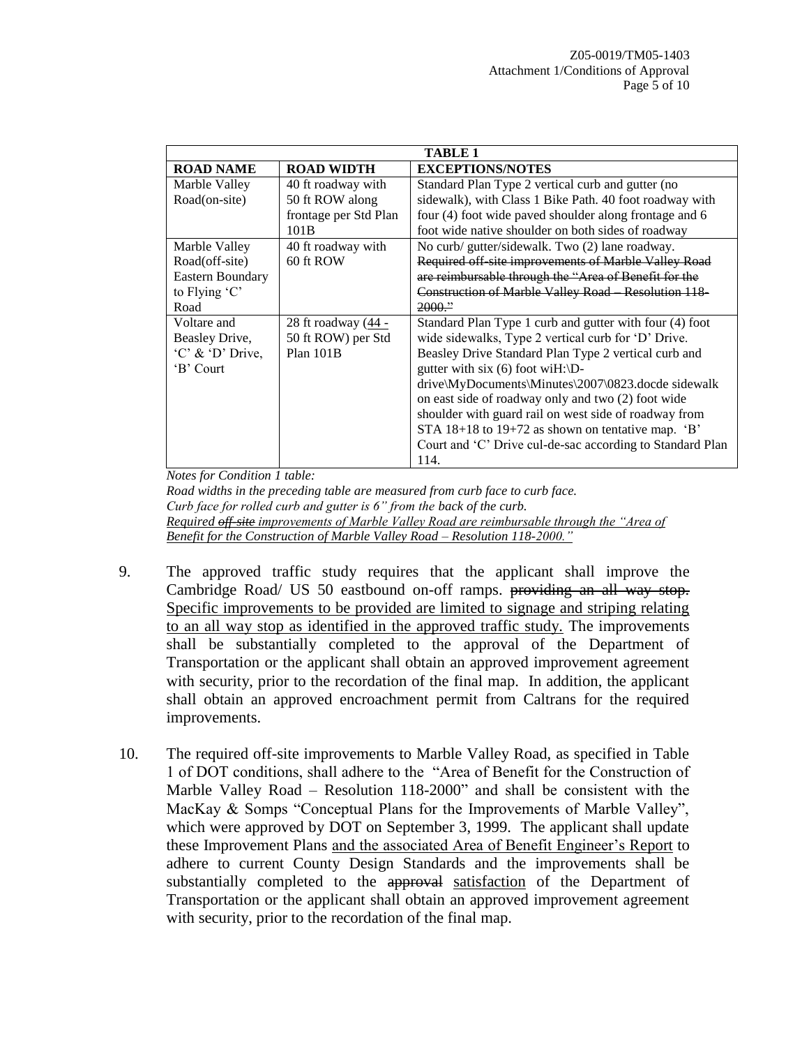| TABLE 1 | | |
|---|---|---|
| **ROAD NAME** | **ROAD WIDTH** | **EXCEPTIONS/NOTES** |
| Marble Valley Road(on-site) | 40 ft roadway with 50 ft ROW along frontage per Std Plan 101B | Standard Plan Type 2 vertical curb and gutter (no sidewalk), with Class 1 Bike Path. 40 foot roadway with four (4) foot wide paved shoulder along frontage and 6 foot wide native shoulder on both sides of roadway |
| Marble Valley Road(off-site) Eastern Boundary to Flying 'C' Road | 40 ft roadway with 60 ft ROW | No curb/ gutter/sidewalk. Two (2) lane roadway. ~~Required off-site improvements of Marble Valley Road are reimbursable through the "Area of Benefit for the Construction of Marble Valley Road – Resolution 118-2000."~~ |
| Voltare and Beasley Drive, 'C' & 'D' Drive, 'B' Court | 28 ft roadway (<u>44 -</u> 50 ft ROW) per Std Plan 101B | Standard Plan Type 1 curb and gutter with four (4) foot wide sidewalks, Type 2 vertical curb for 'D' Drive. Beasley Drive Standard Plan Type 2 vertical curb and gutter with six (6) foot wiH:\D-drive\MyDocuments\Minutes\2007\0823.docde sidewalk on east side of roadway only and two (2) foot wide shoulder with guard rail on west side of roadway from STA 18+18 to 19+72 as shown on tentative map. 'B' Court and 'C' Drive cul-de-sac according to Standard Plan 114. |

*Notes for Condition 1 table:*
*Road widths in the preceding table are measured from curb face to curb face.*
*Curb face for rolled curb and gutter is 6" from the back of the curb.*
<u>*Required ~~off-site~~ improvements of Marble Valley Road are reimbursable through the "Area of Benefit for the Construction of Marble Valley Road – Resolution 118-2000."*</u>

9. The approved traffic study requires that the applicant shall improve the Cambridge Road/ US 50 eastbound on-off ramps. ~~providing an all way stop.~~ <u>Specific improvements to be provided are limited to signage and striping relating to an all way stop as identified in the approved traffic study.</u> The improvements shall be substantially completed to the approval of the Department of Transportation or the applicant shall obtain an approved improvement agreement with security, prior to the recordation of the final map. In addition, the applicant shall obtain an approved encroachment permit from Caltrans for the required improvements.

10. The required off-site improvements to Marble Valley Road, as specified in Table 1 of DOT conditions, shall adhere to the "Area of Benefit for the Construction of Marble Valley Road – Resolution 118-2000" and shall be consistent with the MacKay & Somps "Conceptual Plans for the Improvements of Marble Valley", which were approved by DOT on September 3, 1999. The applicant shall update these Improvement Plans <u>and the associated Area of Benefit Engineer's Report</u> to adhere to current County Design Standards and the improvements shall be substantially completed to the ~~approval~~ <u>satisfaction</u> of the Department of Transportation or the applicant shall obtain an approved improvement agreement with security, prior to the recordation of the final map.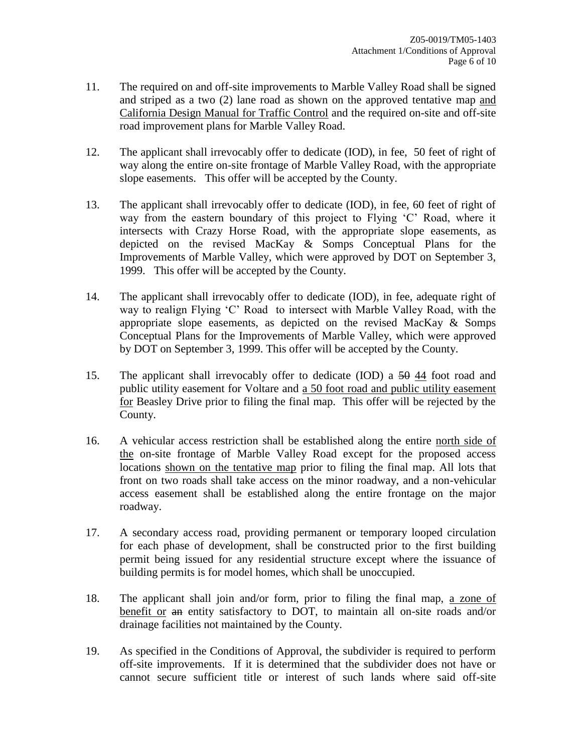11. The required on and off-site improvements to Marble Valley Road shall be signed and striped as a two (2) lane road as shown on the approved tentative map <u>and California Design Manual for Traffic Control</u> and the required on-site and off-site road improvement plans for Marble Valley Road.

12. The applicant shall irrevocably offer to dedicate (IOD), in fee, 50 feet of right of way along the entire on-site frontage of Marble Valley Road, with the appropriate slope easements. This offer will be accepted by the County.

13. The applicant shall irrevocably offer to dedicate (IOD), in fee, 60 feet of right of way from the eastern boundary of this project to Flying 'C' Road, where it intersects with Crazy Horse Road, with the appropriate slope easements, as depicted on the revised MacKay & Somps Conceptual Plans for the Improvements of Marble Valley, which were approved by DOT on September 3, 1999. This offer will be accepted by the County.

14. The applicant shall irrevocably offer to dedicate (IOD), in fee, adequate right of way to realign Flying 'C' Road to intersect with Marble Valley Road, with the appropriate slope easements, as depicted on the revised MacKay & Somps Conceptual Plans for the Improvements of Marble Valley, which were approved by DOT on September 3, 1999. This offer will be accepted by the County.

15. The applicant shall irrevocably offer to dedicate (IOD) a ~~50~~ <u>44</u> foot road and public utility easement for Voltare and <u>a 50 foot road and public utility easement for</u> Beasley Drive prior to filing the final map. This offer will be rejected by the County.

16. A vehicular access restriction shall be established along the entire <u>north side of the</u> on-site frontage of Marble Valley Road except for the proposed access locations <u>shown on the tentative map</u> prior to filing the final map. All lots that front on two roads shall take access on the minor roadway, and a non-vehicular access easement shall be established along the entire frontage on the major roadway.

17. A secondary access road, providing permanent or temporary looped circulation for each phase of development, shall be constructed prior to the first building permit being issued for any residential structure except where the issuance of building permits is for model homes, which shall be unoccupied.

18. The applicant shall join and/or form, prior to filing the final map, <u>a zone of benefit or</u> ~~an~~ entity satisfactory to DOT, to maintain all on-site roads and/or drainage facilities not maintained by the County.

19. As specified in the Conditions of Approval, the subdivider is required to perform off-site improvements. If it is determined that the subdivider does not have or cannot secure sufficient title or interest of such lands where said off-site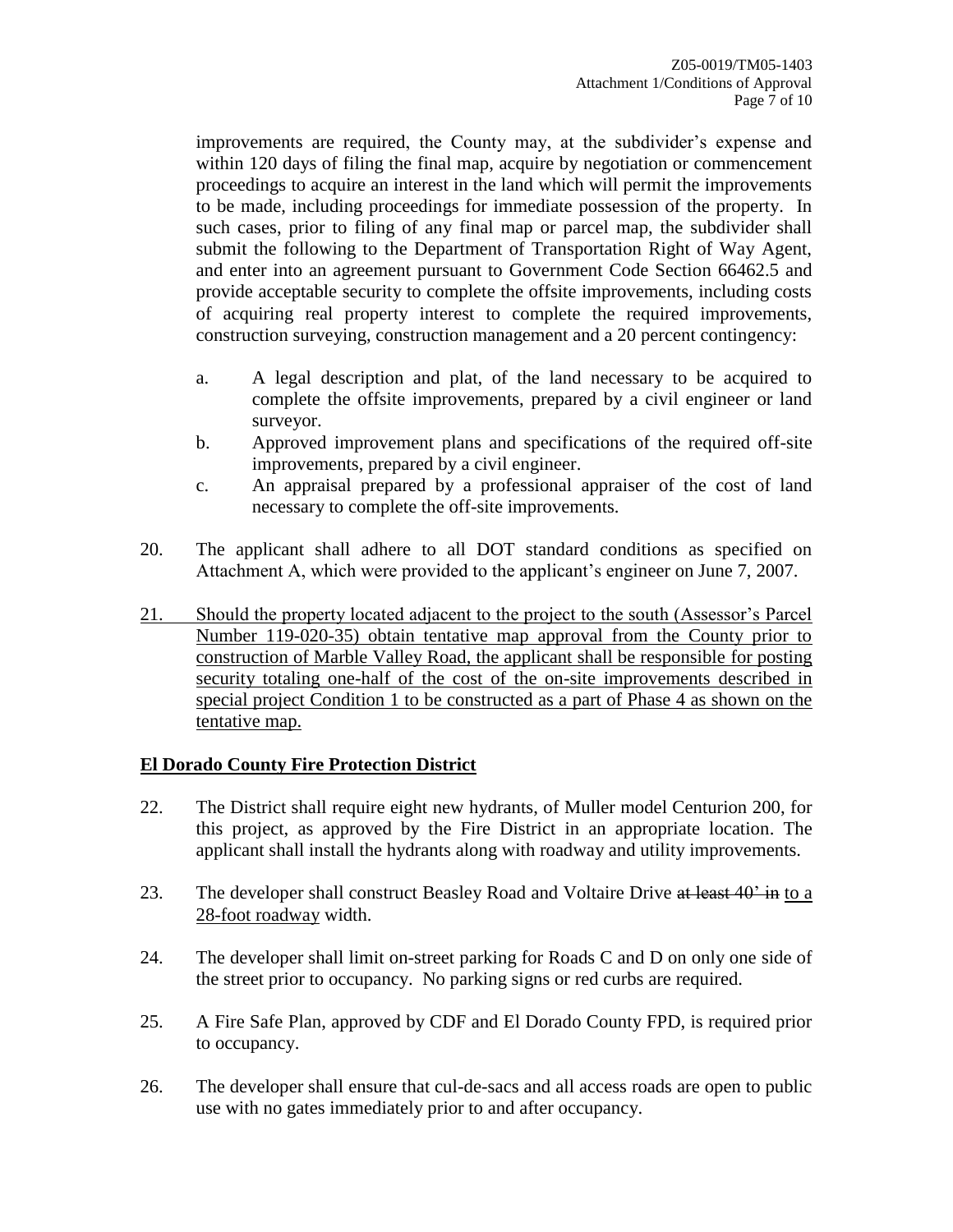improvements are required, the County may, at the subdivider's expense and within 120 days of filing the final map, acquire by negotiation or commencement proceedings to acquire an interest in the land which will permit the improvements to be made, including proceedings for immediate possession of the property. In such cases, prior to filing of any final map or parcel map, the subdivider shall submit the following to the Department of Transportation Right of Way Agent, and enter into an agreement pursuant to Government Code Section 66462.5 and provide acceptable security to complete the offsite improvements, including costs of acquiring real property interest to complete the required improvements, construction surveying, construction management and a 20 percent contingency:

   a. A legal description and plat, of the land necessary to be acquired to complete the offsite improvements, prepared by a civil engineer or land surveyor.
   b. Approved improvement plans and specifications of the required off-site improvements, prepared by a civil engineer.
   c. An appraisal prepared by a professional appraiser of the cost of land necessary to complete the off-site improvements.

20. The applicant shall adhere to all DOT standard conditions as specified on Attachment A, which were provided to the applicant's engineer on June 7, 2007.

21. <u>Should the property located adjacent to the project to the south (Assessor's Parcel Number 119-020-35) obtain tentative map approval from the County prior to construction of Marble Valley Road, the applicant shall be responsible for posting security totaling one-half of the cost of the on-site improvements described in special project Condition 1 to be constructed as a part of Phase 4 as shown on the tentative map.</u>

## El Dorado County Fire Protection District

22. The District shall require eight new hydrants, of Muller model Centurion 200, for this project, as approved by the Fire District in an appropriate location. The applicant shall install the hydrants along with roadway and utility improvements.

23. The developer shall construct Beasley Road and Voltaire Drive ~~at least 40' in~~ <u>to a 28-foot roadway</u> width.

24. The developer shall limit on-street parking for Roads C and D on only one side of the street prior to occupancy. No parking signs or red curbs are required.

25. A Fire Safe Plan, approved by CDF and El Dorado County FPD, is required prior to occupancy.

26. The developer shall ensure that cul-de-sacs and all access roads are open to public use with no gates immediately prior to and after occupancy.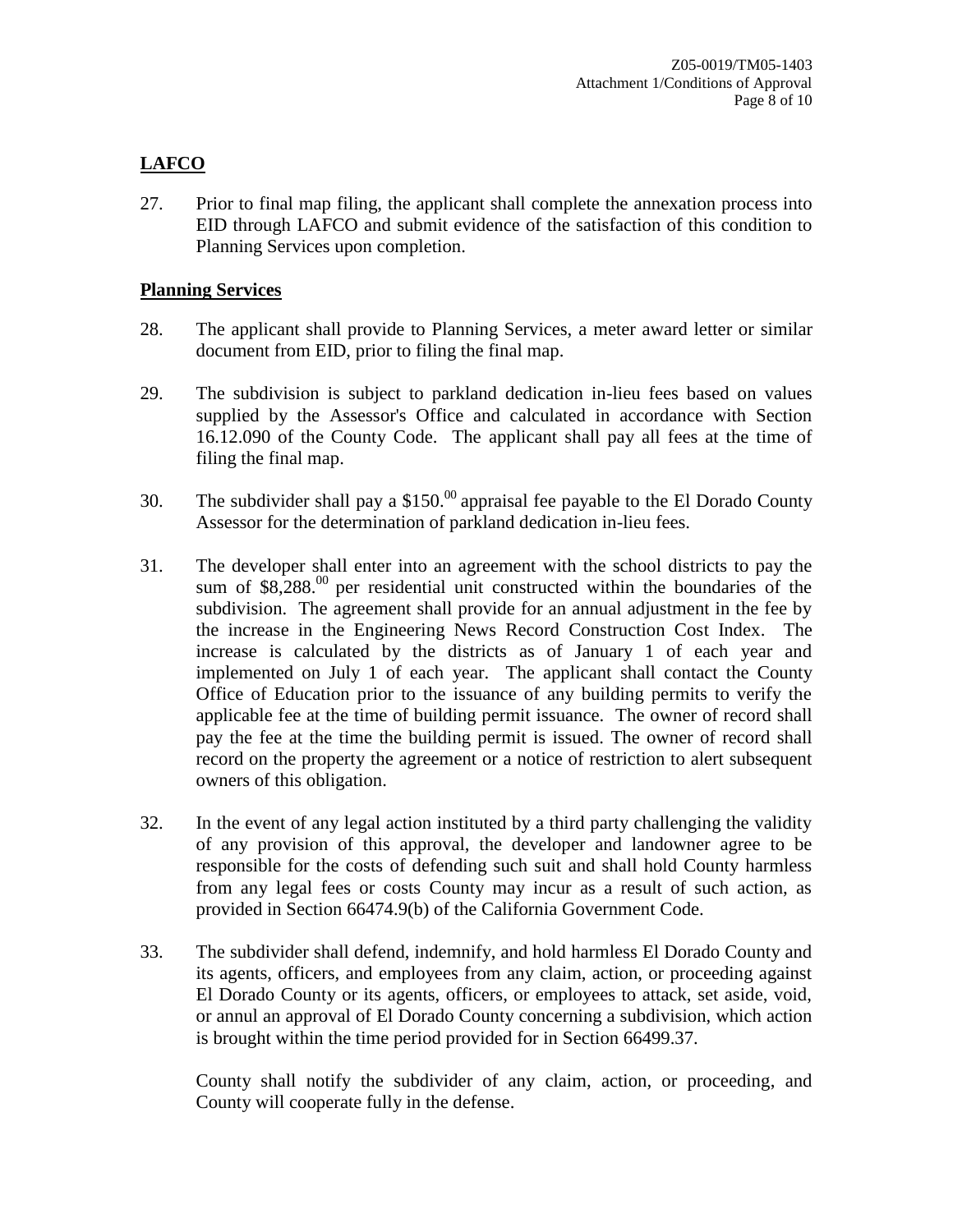## LAFCO

27. Prior to final map filing, the applicant shall complete the annexation process into EID through LAFCO and submit evidence of the satisfaction of this condition to Planning Services upon completion.

## Planning Services

28. The applicant shall provide to Planning Services, a meter award letter or similar document from EID, prior to filing the final map.

29. The subdivision is subject to parkland dedication in-lieu fees based on values supplied by the Assessor's Office and calculated in accordance with Section 16.12.090 of the County Code. The applicant shall pay all fees at the time of filing the final map.

30. The subdivider shall pay a $150.00 appraisal fee payable to the El Dorado County Assessor for the determination of parkland dedication in-lieu fees.

31. The developer shall enter into an agreement with the school districts to pay the sum of $8,288.00 per residential unit constructed within the boundaries of the subdivision. The agreement shall provide for an annual adjustment in the fee by the increase in the Engineering News Record Construction Cost Index. The increase is calculated by the districts as of January 1 of each year and implemented on July 1 of each year. The applicant shall contact the County Office of Education prior to the issuance of any building permits to verify the applicable fee at the time of building permit issuance. The owner of record shall pay the fee at the time the building permit is issued. The owner of record shall record on the property the agreement or a notice of restriction to alert subsequent owners of this obligation.

32. In the event of any legal action instituted by a third party challenging the validity of any provision of this approval, the developer and landowner agree to be responsible for the costs of defending such suit and shall hold County harmless from any legal fees or costs County may incur as a result of such action, as provided in Section 66474.9(b) of the California Government Code.

33. The subdivider shall defend, indemnify, and hold harmless El Dorado County and its agents, officers, and employees from any claim, action, or proceeding against El Dorado County or its agents, officers, or employees to attack, set aside, void, or annul an approval of El Dorado County concerning a subdivision, which action is brought within the time period provided for in Section 66499.37.

    County shall notify the subdivider of any claim, action, or proceeding, and County will cooperate fully in the defense.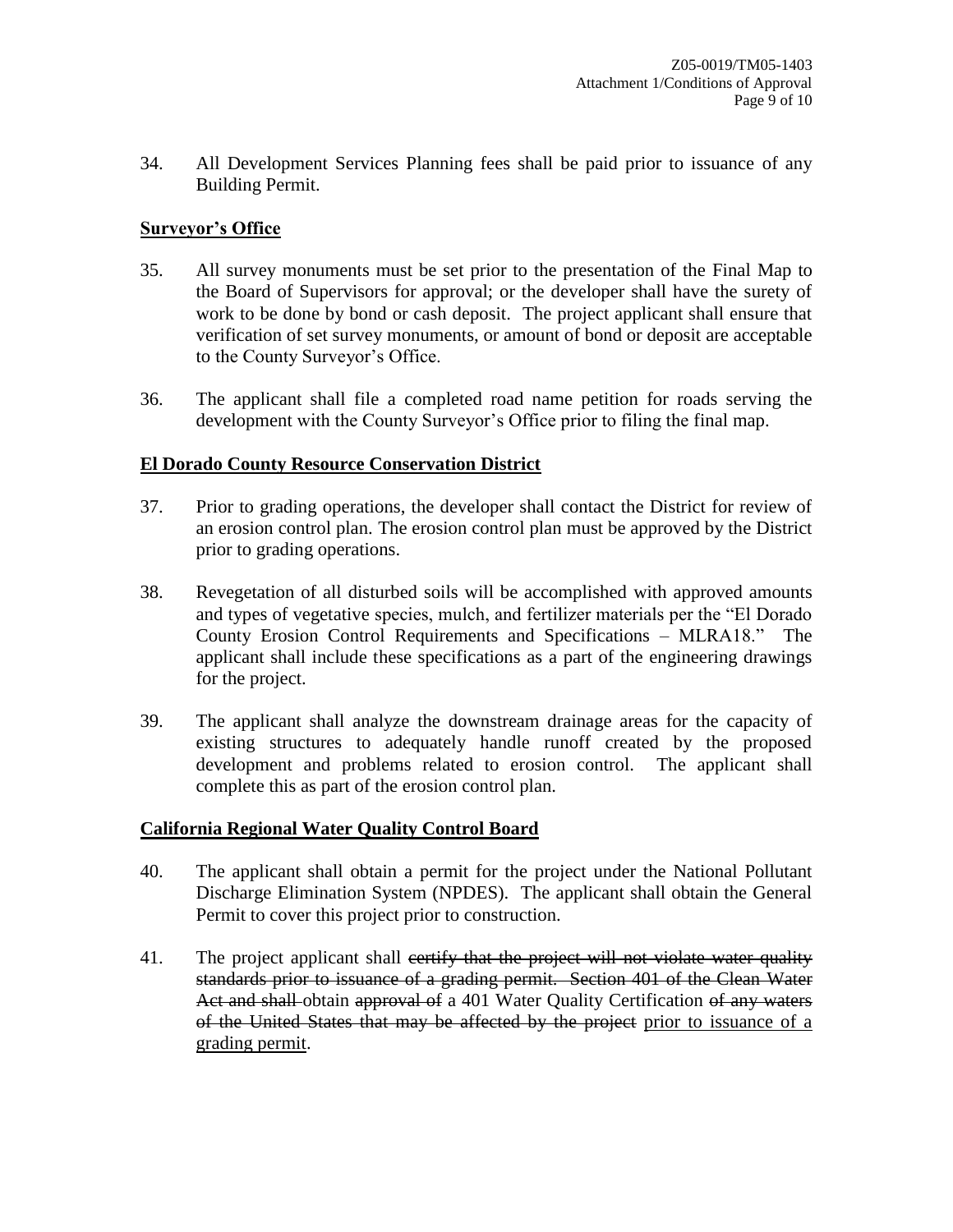34. All Development Services Planning fees shall be paid prior to issuance of any Building Permit.

**<u>Surveyor's Office</u>**

35. All survey monuments must be set prior to the presentation of the Final Map to the Board of Supervisors for approval; or the developer shall have the surety of work to be done by bond or cash deposit. The project applicant shall ensure that verification of set survey monuments, or amount of bond or deposit are acceptable to the County Surveyor's Office.

36. The applicant shall file a completed road name petition for roads serving the development with the County Surveyor's Office prior to filing the final map.

**<u>El Dorado County Resource Conservation District</u>**

37. Prior to grading operations, the developer shall contact the District for review of an erosion control plan. The erosion control plan must be approved by the District prior to grading operations.

38. Revegetation of all disturbed soils will be accomplished with approved amounts and types of vegetative species, mulch, and fertilizer materials per the "El Dorado County Erosion Control Requirements and Specifications – MLRA18." The applicant shall include these specifications as a part of the engineering drawings for the project.

39. The applicant shall analyze the downstream drainage areas for the capacity of existing structures to adequately handle runoff created by the proposed development and problems related to erosion control. The applicant shall complete this as part of the erosion control plan.

**<u>California Regional Water Quality Control Board</u>**

40. The applicant shall obtain a permit for the project under the National Pollutant Discharge Elimination System (NPDES). The applicant shall obtain the General Permit to cover this project prior to construction.

41. The project applicant shall ~~certify that the project will not violate water quality standards prior to issuance of a grading permit. Section 401 of the Clean Water Act and shall~~ obtain ~~approval of~~ a 401 Water Quality Certification ~~of any waters of the United States that may be affected by the project~~ <u>prior to issuance of a grading permit</u>.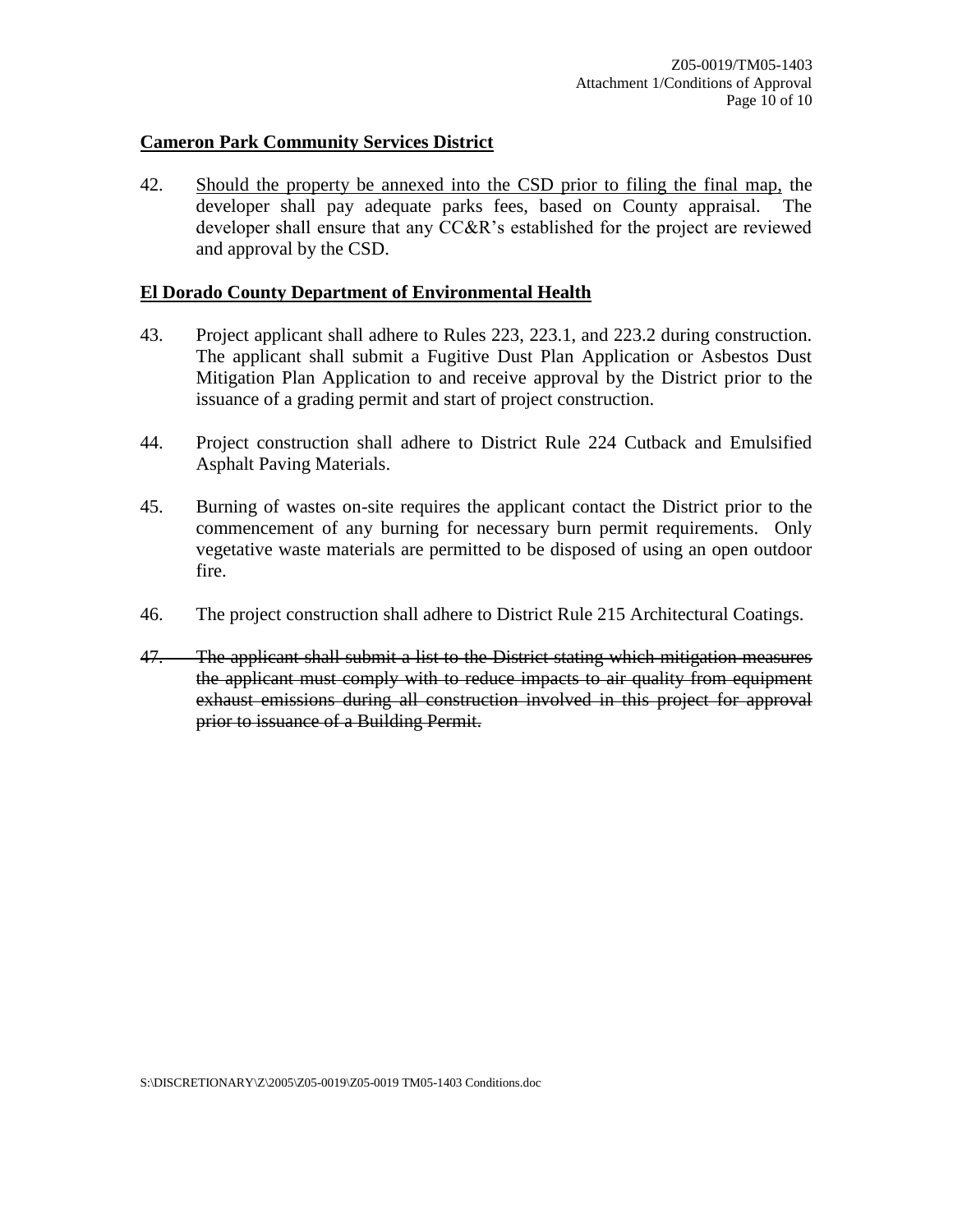**Cameron Park Community Services District**

42. <u>Should the property be annexed into the CSD prior to filing the final map,</u> the developer shall pay adequate parks fees, based on County appraisal. The developer shall ensure that any CC&R's established for the project are reviewed and approval by the CSD.

**El Dorado County Department of Environmental Health**

43. Project applicant shall adhere to Rules 223, 223.1, and 223.2 during construction. The applicant shall submit a Fugitive Dust Plan Application or Asbestos Dust Mitigation Plan Application to and receive approval by the District prior to the issuance of a grading permit and start of project construction.

44. Project construction shall adhere to District Rule 224 Cutback and Emulsified Asphalt Paving Materials.

45. Burning of wastes on-site requires the applicant contact the District prior to the commencement of any burning for necessary burn permit requirements. Only vegetative waste materials are permitted to be disposed of using an open outdoor fire.

46. The project construction shall adhere to District Rule 215 Architectural Coatings.

~~47. The applicant shall submit a list to the District stating which mitigation measures the applicant must comply with to reduce impacts to air quality from equipment exhaust emissions during all construction involved in this project for approval prior to issuance of a Building Permit.~~

S:\DISCRETIONARY\Z\2005\Z05-0019\Z05-0019 TM05-1403 Conditions.doc